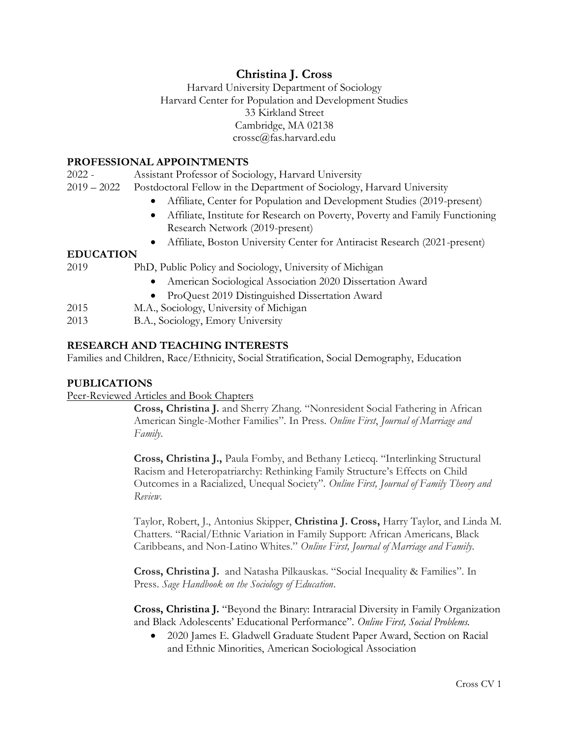# Christina J. Cross

Harvard University Department of Sociology
Harvard Center for Population and Development Studies
33 Kirkland Street
Cambridge, MA 02138
crossc@fas.harvard.edu

## PROFESSIONAL APPOINTMENTS

2022 - Assistant Professor of Sociology, Harvard University

2019 – 2022 Postdoctoral Fellow in the Department of Sociology, Harvard University

- Affiliate, Center for Population and Development Studies (2019-present)
- Affiliate, Institute for Research on Poverty, Poverty and Family Functioning Research Network (2019-present)
- Affiliate, Boston University Center for Antiracist Research (2021-present)

## EDUCATION

2019 PhD, Public Policy and Sociology, University of Michigan

- American Sociological Association 2020 Dissertation Award
- ProQuest 2019 Distinguished Dissertation Award

2015 M.A., Sociology, University of Michigan

2013 B.A., Sociology, Emory University

## RESEARCH AND TEACHING INTERESTS

Families and Children, Race/Ethnicity, Social Stratification, Social Demography, Education

## PUBLICATIONS

Peer-Reviewed Articles and Book Chapters

**Cross, Christina J.** and Sherry Zhang. "Nonresident Social Fathering in African American Single-Mother Families". In Press. *Online First*, *Journal of Marriage and Family*.

**Cross, Christina J.,** Paula Fomby, and Bethany Letiecq. "Interlinking Structural Racism and Heteropatriarchy: Rethinking Family Structure's Effects on Child Outcomes in a Racialized, Unequal Society". *Online First, Journal of Family Theory and Review*.

Taylor, Robert, J., Antonius Skipper, **Christina J. Cross,** Harry Taylor, and Linda M. Chatters. "Racial/Ethnic Variation in Family Support: African Americans, Black Caribbeans, and Non-Latino Whites." *Online First, Journal of Marriage and Family*.

**Cross, Christina J.** and Natasha Pilkauskas. "Social Inequality & Families". In Press. *Sage Handbook on the Sociology of Education*.

**Cross, Christina J.** "Beyond the Binary: Intraracial Diversity in Family Organization and Black Adolescents' Educational Performance". *Online First, Social Problems.*

- 2020 James E. Gladwell Graduate Student Paper Award, Section on Racial and Ethnic Minorities, American Sociological Association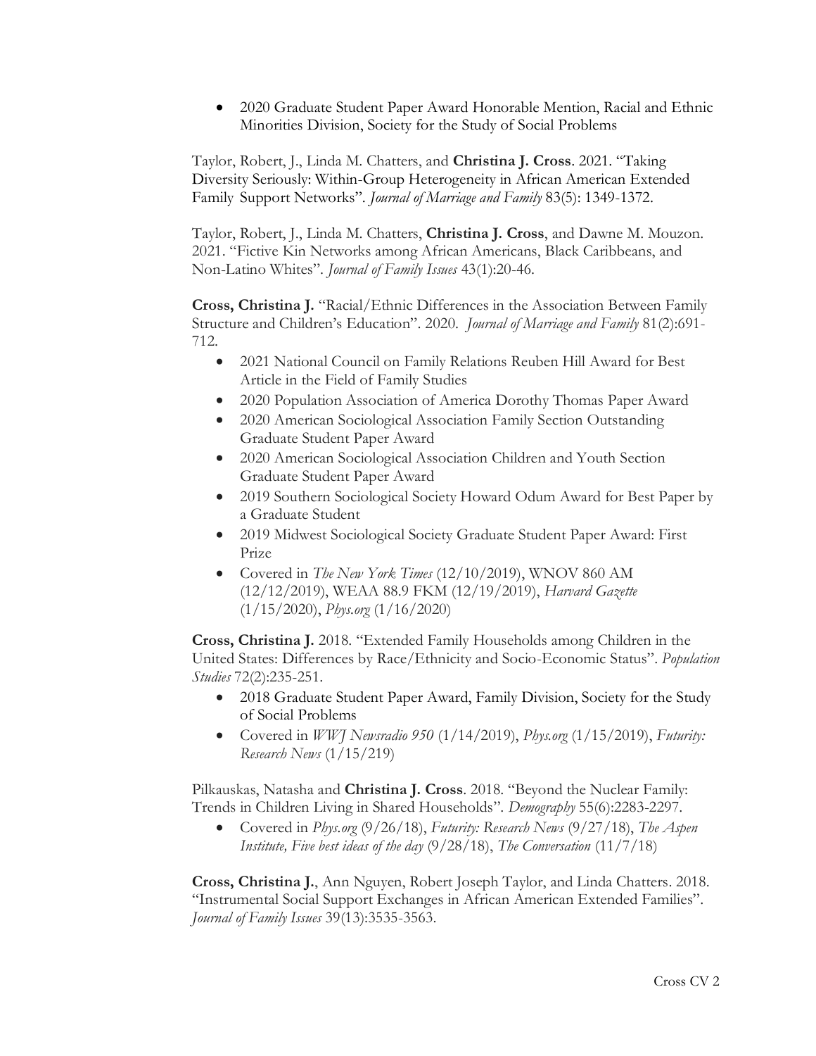- 2020 Graduate Student Paper Award Honorable Mention, Racial and Ethnic Minorities Division, Society for the Study of Social Problems

Taylor, Robert, J., Linda M. Chatters, and **Christina J. Cross**. 2021. "Taking Diversity Seriously: Within-Group Heterogeneity in African American Extended Family Support Networks". *Journal of Marriage and Family* 83(5): 1349-1372.

Taylor, Robert, J., Linda M. Chatters, **Christina J. Cross**, and Dawne M. Mouzon. 2021. "Fictive Kin Networks among African Americans, Black Caribbeans, and Non-Latino Whites". *Journal of Family Issues* 43(1):20-46.

**Cross, Christina J.** "Racial/Ethnic Differences in the Association Between Family Structure and Children's Education". 2020. *Journal of Marriage and Family* 81(2):691-712.

- 2021 National Council on Family Relations Reuben Hill Award for Best Article in the Field of Family Studies
- 2020 Population Association of America Dorothy Thomas Paper Award
- 2020 American Sociological Association Family Section Outstanding Graduate Student Paper Award
- 2020 American Sociological Association Children and Youth Section Graduate Student Paper Award
- 2019 Southern Sociological Society Howard Odum Award for Best Paper by a Graduate Student
- 2019 Midwest Sociological Society Graduate Student Paper Award: First Prize
- Covered in *The New York Times* (12/10/2019), WNOV 860 AM (12/12/2019), WEAA 88.9 FKM (12/19/2019), *Harvard Gazette* (1/15/2020), *Phys.org* (1/16/2020)

**Cross, Christina J.** 2018. "Extended Family Households among Children in the United States: Differences by Race/Ethnicity and Socio-Economic Status". *Population Studies* 72(2):235-251.

- 2018 Graduate Student Paper Award, Family Division, Society for the Study of Social Problems
- Covered in *WWJ Newsradio 950* (1/14/2019), *Phys.org* (1/15/2019), *Futurity: Research News* (1/15/219)

Pilkauskas, Natasha and **Christina J. Cross**. 2018. "Beyond the Nuclear Family: Trends in Children Living in Shared Households". *Demography* 55(6):2283-2297.

- Covered in *Phys.org* (9/26/18), *Futurity: Research News* (9/27/18), *The Aspen Institute, Five best ideas of the day* (9/28/18), *The Conversation* (11/7/18)

**Cross, Christina J.**, Ann Nguyen, Robert Joseph Taylor, and Linda Chatters. 2018. "Instrumental Social Support Exchanges in African American Extended Families". *Journal of Family Issues* 39(13):3535-3563.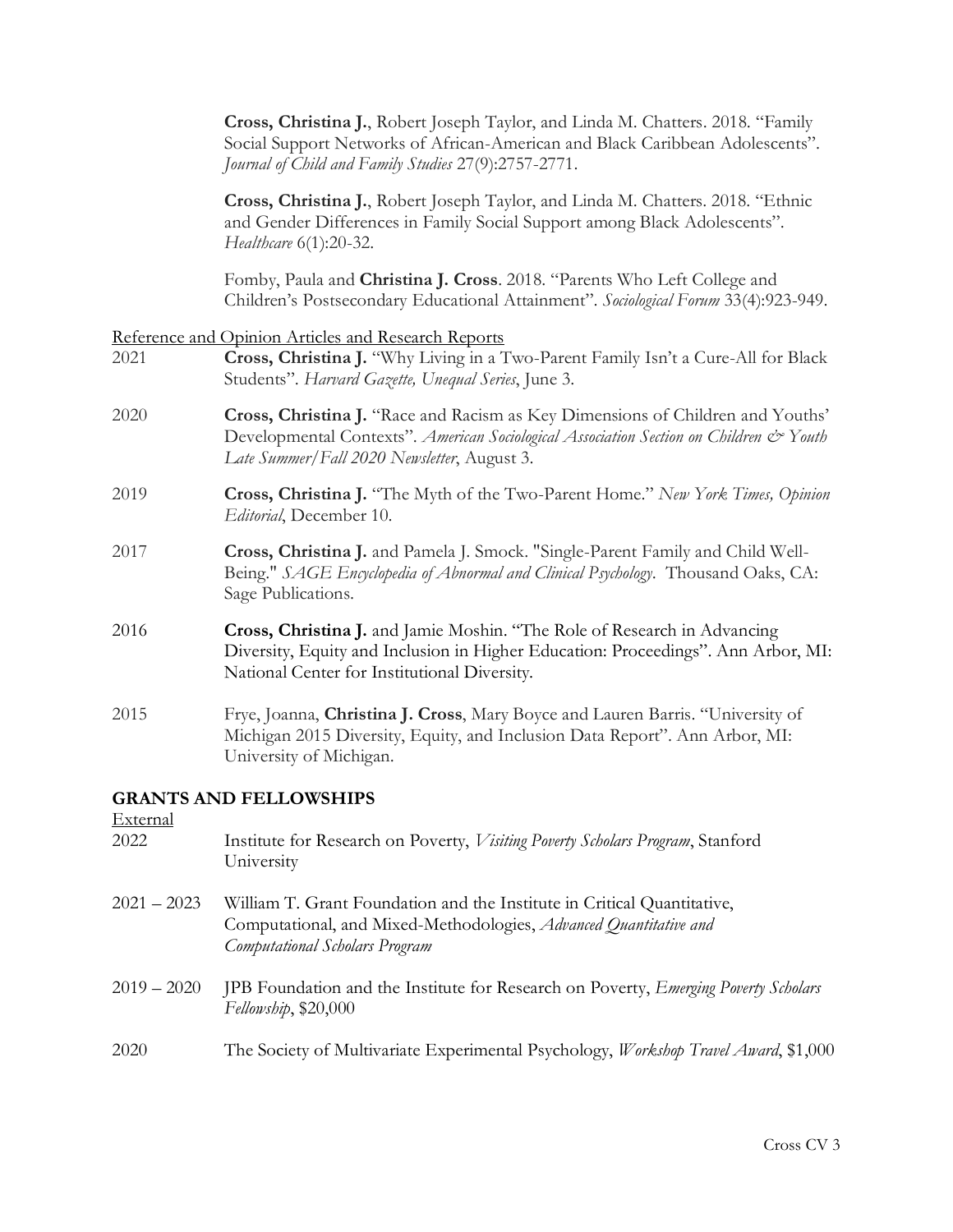**Cross, Christina J.**, Robert Joseph Taylor, and Linda M. Chatters. 2018. "Family Social Support Networks of African-American and Black Caribbean Adolescents". *Journal of Child and Family Studies* 27(9):2757-2771.

**Cross, Christina J.**, Robert Joseph Taylor, and Linda M. Chatters. 2018. "Ethnic and Gender Differences in Family Social Support among Black Adolescents". *Healthcare* 6(1):20-32.

Fomby, Paula and **Christina J. Cross**. 2018. "Parents Who Left College and Children's Postsecondary Educational Attainment". *Sociological Forum* 33(4):923-949.

<u>Reference and Opinion Articles and Research Reports</u>

2021 **Cross, Christina J.** "Why Living in a Two-Parent Family Isn't a Cure-All for Black Students". *Harvard Gazette, Unequal Series*, June 3.

2020 **Cross, Christina J.** "Race and Racism as Key Dimensions of Children and Youths' Developmental Contexts". *American Sociological Association Section on Children & Youth Late Summer/Fall 2020 Newsletter*, August 3.

2019 **Cross, Christina J.** "The Myth of the Two-Parent Home." *New York Times, Opinion Editorial*, December 10.

2017 **Cross, Christina J.** and Pamela J. Smock. "Single-Parent Family and Child Well-Being." *SAGE Encyclopedia of Abnormal and Clinical Psychology*. Thousand Oaks, CA: Sage Publications.

2016 **Cross, Christina J.** and Jamie Moshin. "The Role of Research in Advancing Diversity, Equity and Inclusion in Higher Education: Proceedings". Ann Arbor, MI: National Center for Institutional Diversity.

2015 Frye, Joanna, **Christina J. Cross**, Mary Boyce and Lauren Barris. "University of Michigan 2015 Diversity, Equity, and Inclusion Data Report". Ann Arbor, MI: University of Michigan.

## GRANTS AND FELLOWSHIPS

<u>External</u>

2022 Institute for Research on Poverty, *Visiting Poverty Scholars Program*, Stanford University

2021 – 2023 William T. Grant Foundation and the Institute in Critical Quantitative, Computational, and Mixed-Methodologies, *Advanced Quantitative and Computational Scholars Program*

2019 – 2020 JPB Foundation and the Institute for Research on Poverty, *Emerging Poverty Scholars Fellowship*, $20,000

2020 The Society of Multivariate Experimental Psychology, *Workshop Travel Award*, $1,000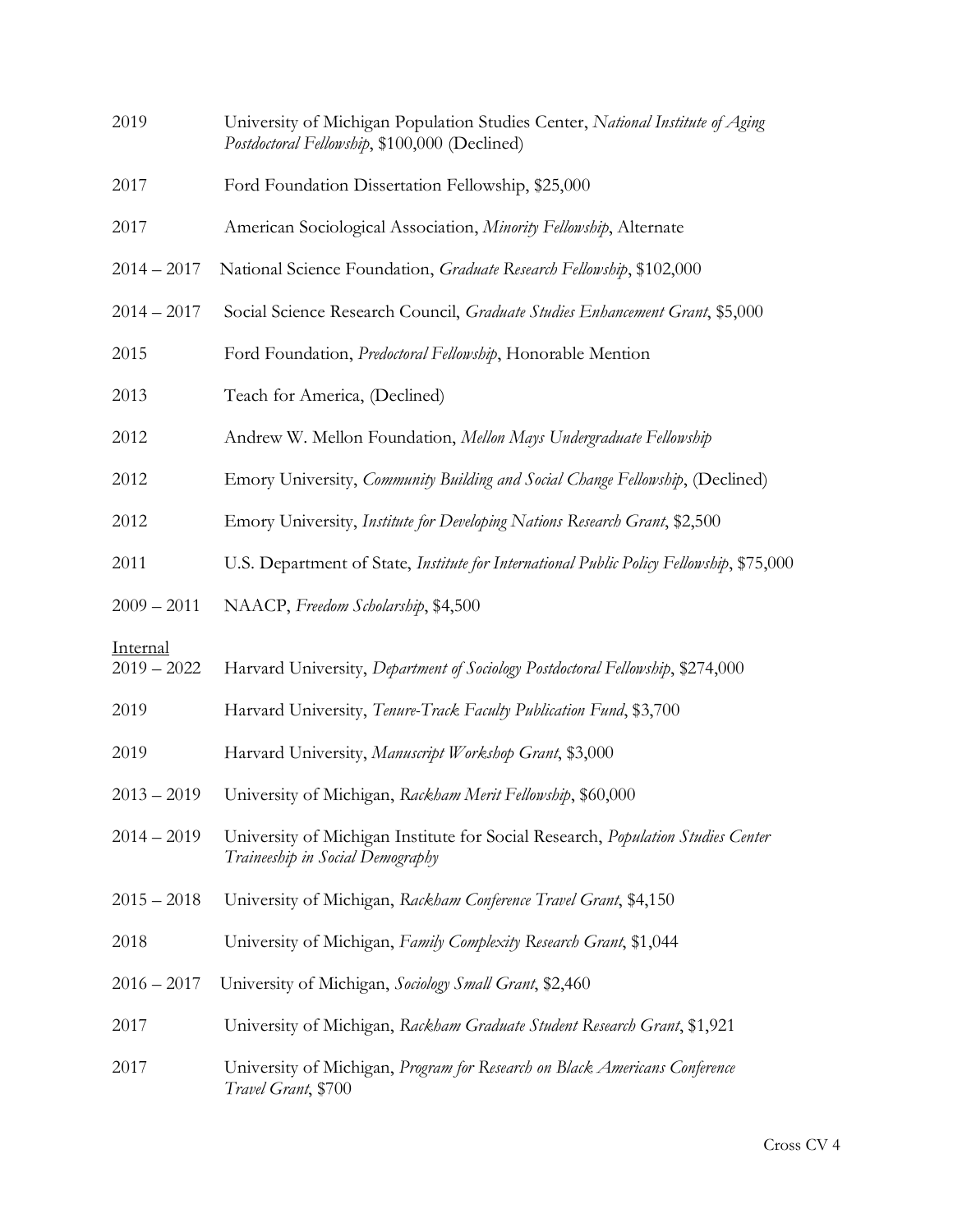2019 University of Michigan Population Studies Center, *National Institute of Aging Postdoctoral Fellowship*, $100,000 (Declined)

2017 Ford Foundation Dissertation Fellowship, $25,000

2017 American Sociological Association, *Minority Fellowship*, Alternate

2014 – 2017 National Science Foundation, *Graduate Research Fellowship*, $102,000

2014 – 2017 Social Science Research Council, *Graduate Studies Enhancement Grant*, $5,000

2015 Ford Foundation, *Predoctoral Fellowship*, Honorable Mention

2013 Teach for America, (Declined)

2012 Andrew W. Mellon Foundation, *Mellon Mays Undergraduate Fellowship*

2012 Emory University, *Community Building and Social Change Fellowship*, (Declined)

2012 Emory University, *Institute for Developing Nations Research Grant*, $2,500

2011 U.S. Department of State, *Institute for International Public Policy Fellowship*, $75,000

2009 – 2011 NAACP, *Freedom Scholarship*, $4,500

<u>Internal</u>

2019 – 2022 Harvard University, *Department of Sociology Postdoctoral Fellowship*, $274,000

2019 Harvard University, *Tenure-Track Faculty Publication Fund*, $3,700

2019 Harvard University, *Manuscript Workshop Grant*, $3,000

2013 – 2019 University of Michigan, *Rackham Merit Fellowship*, $60,000

2014 – 2019 University of Michigan Institute for Social Research, *Population Studies Center Traineeship in Social Demography*

2015 – 2018 University of Michigan, *Rackham Conference Travel Grant*, $4,150

2018 University of Michigan, *Family Complexity Research Grant*, $1,044

2016 – 2017 University of Michigan, *Sociology Small Grant*, $2,460

2017 University of Michigan, *Rackham Graduate Student Research Grant*, $1,921

2017 University of Michigan, *Program for Research on Black Americans Conference Travel Grant*, $700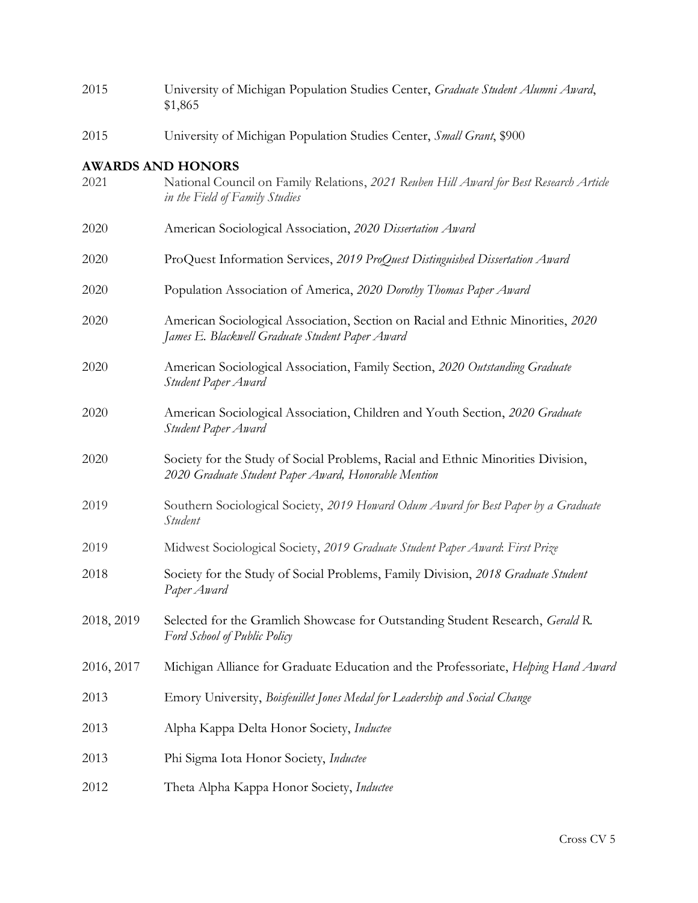2015 University of Michigan Population Studies Center, *Graduate Student Alumni Award*, $1,865

2015 University of Michigan Population Studies Center, *Small Grant*, $900

## AWARDS AND HONORS

2021 National Council on Family Relations, *2021 Reuben Hill Award for Best Research Article in the Field of Family Studies*

2020 American Sociological Association, *2020 Dissertation Award*

2020 ProQuest Information Services, *2019 ProQuest Distinguished Dissertation Award*

2020 Population Association of America, *2020 Dorothy Thomas Paper Award*

2020 American Sociological Association, Section on Racial and Ethnic Minorities, *2020 James E. Blackwell Graduate Student Paper Award*

2020 American Sociological Association, Family Section, *2020 Outstanding Graduate Student Paper Award*

2020 American Sociological Association, Children and Youth Section, *2020 Graduate Student Paper Award*

2020 Society for the Study of Social Problems, Racial and Ethnic Minorities Division, *2020 Graduate Student Paper Award, Honorable Mention*

2019 Southern Sociological Society, *2019 Howard Odum Award for Best Paper by a Graduate Student*

2019 Midwest Sociological Society, *2019 Graduate Student Paper Award: First Prize*

2018 Society for the Study of Social Problems, Family Division, *2018 Graduate Student Paper Award*

2018, 2019 Selected for the Gramlich Showcase for Outstanding Student Research, *Gerald R. Ford School of Public Policy*

2016, 2017 Michigan Alliance for Graduate Education and the Professoriate, *Helping Hand Award*

2013 Emory University, *Boisfeuillet Jones Medal for Leadership and Social Change*

2013 Alpha Kappa Delta Honor Society, *Inductee*

2013 Phi Sigma Iota Honor Society, *Inductee*

2012 Theta Alpha Kappa Honor Society, *Inductee*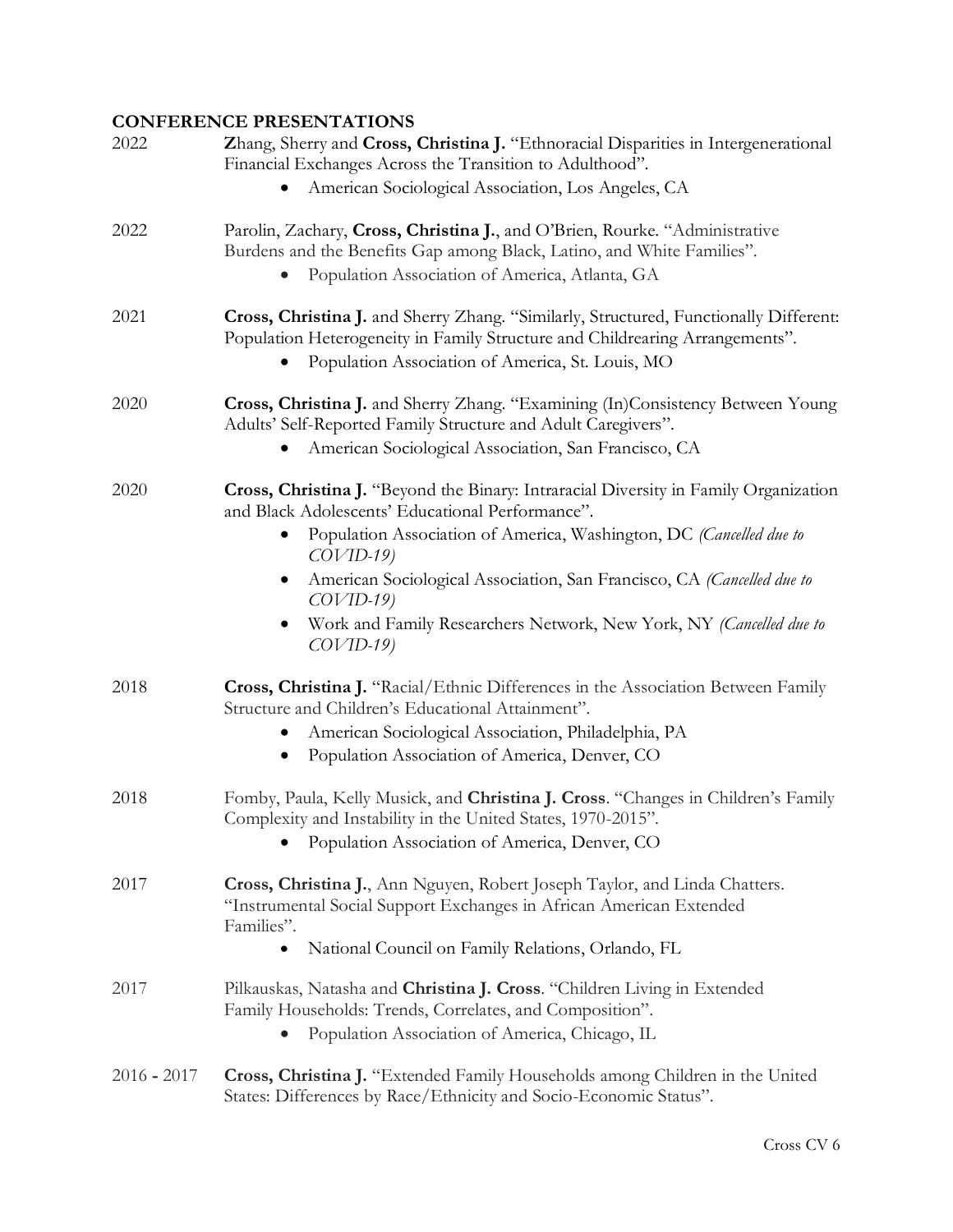## CONFERENCE PRESENTATIONS

2022 **Z**hang, Sherry and **Cross, Christina J.** "Ethnoracial Disparities in Intergenerational Financial Exchanges Across the Transition to Adulthood".

- American Sociological Association, Los Angeles, CA

2022 Parolin, Zachary, **Cross, Christina J.**, and O'Brien, Rourke. "Administrative Burdens and the Benefits Gap among Black, Latino, and White Families".

- Population Association of America, Atlanta, GA

2021 **Cross, Christina J.** and Sherry Zhang. "Similarly, Structured, Functionally Different: Population Heterogeneity in Family Structure and Childrearing Arrangements".

- Population Association of America, St. Louis, MO

2020 **Cross, Christina J.** and Sherry Zhang. "Examining (In)Consistency Between Young Adults' Self-Reported Family Structure and Adult Caregivers".

- American Sociological Association, San Francisco, CA

2020 **Cross, Christina J.** "Beyond the Binary: Intraracial Diversity in Family Organization and Black Adolescents' Educational Performance".

- Population Association of America, Washington, DC *(Cancelled due to COVID-19)*
- American Sociological Association, San Francisco, CA *(Cancelled due to COVID-19)*
- Work and Family Researchers Network, New York, NY *(Cancelled due to COVID-19)*

2018 **Cross, Christina J.** "Racial/Ethnic Differences in the Association Between Family Structure and Children's Educational Attainment".

- American Sociological Association, Philadelphia, PA
- Population Association of America, Denver, CO

2018 Fomby, Paula, Kelly Musick, and **Christina J. Cross**. "Changes in Children's Family Complexity and Instability in the United States, 1970-2015".

- Population Association of America, Denver, CO

2017 **Cross, Christina J.**, Ann Nguyen, Robert Joseph Taylor, and Linda Chatters. "Instrumental Social Support Exchanges in African American Extended Families".

- National Council on Family Relations, Orlando, FL

2017 Pilkauskas, Natasha and **Christina J. Cross**. "Children Living in Extended Family Households: Trends, Correlates, and Composition".

- Population Association of America, Chicago, IL

2016 - 2017 **Cross, Christina J.** "Extended Family Households among Children in the United States: Differences by Race/Ethnicity and Socio-Economic Status".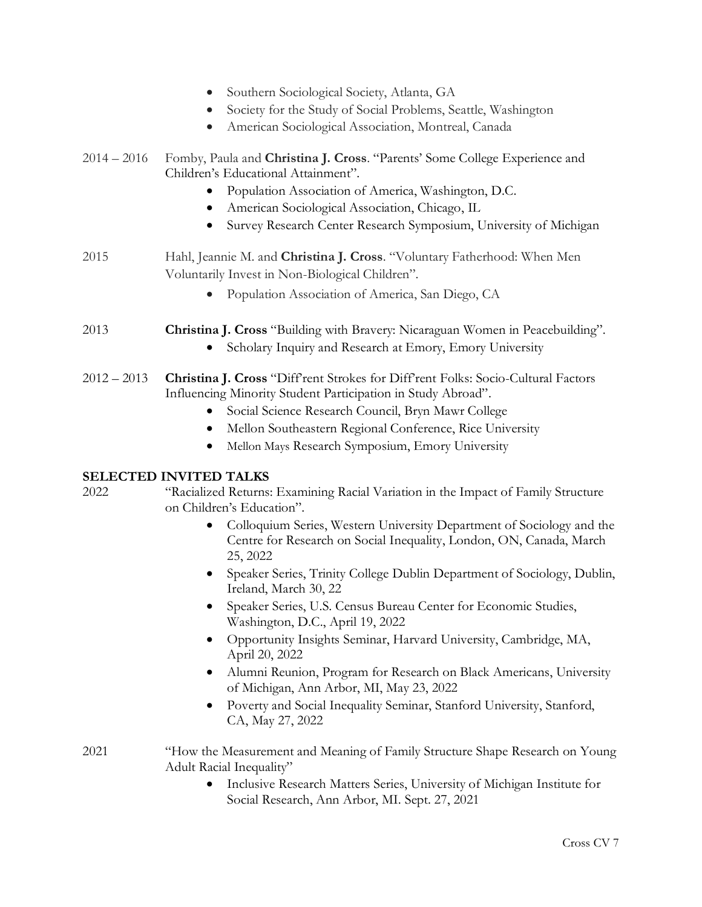- Southern Sociological Society, Atlanta, GA
- Society for the Study of Social Problems, Seattle, Washington
- American Sociological Association, Montreal, Canada

2014 – 2016 Fomby, Paula and **Christina J. Cross**. "Parents' Some College Experience and Children's Educational Attainment".

- Population Association of America, Washington, D.C.
- American Sociological Association, Chicago, IL
- Survey Research Center Research Symposium, University of Michigan

2015 Hahl, Jeannie M. and **Christina J. Cross**. "Voluntary Fatherhood: When Men Voluntarily Invest in Non-Biological Children".

- Population Association of America, San Diego, CA

2013 **Christina J. Cross** "Building with Bravery: Nicaraguan Women in Peacebuilding".

- Scholary Inquiry and Research at Emory, Emory University

2012 – 2013 **Christina J. Cross** "Diff'rent Strokes for Diff'rent Folks: Socio-Cultural Factors Influencing Minority Student Participation in Study Abroad".

- Social Science Research Council, Bryn Mawr College
- Mellon Southeastern Regional Conference, Rice University
- Mellon Mays Research Symposium, Emory University

## SELECTED INVITED TALKS

2022 "Racialized Returns: Examining Racial Variation in the Impact of Family Structure on Children's Education".

- Colloquium Series, Western University Department of Sociology and the Centre for Research on Social Inequality, London, ON, Canada, March 25, 2022
- Speaker Series, Trinity College Dublin Department of Sociology, Dublin, Ireland, March 30, 22
- Speaker Series, U.S. Census Bureau Center for Economic Studies, Washington, D.C., April 19, 2022
- Opportunity Insights Seminar, Harvard University, Cambridge, MA, April 20, 2022
- Alumni Reunion, Program for Research on Black Americans, University of Michigan, Ann Arbor, MI, May 23, 2022
- Poverty and Social Inequality Seminar, Stanford University, Stanford, CA, May 27, 2022

2021 "How the Measurement and Meaning of Family Structure Shape Research on Young Adult Racial Inequality"

- Inclusive Research Matters Series, University of Michigan Institute for Social Research, Ann Arbor, MI. Sept. 27, 2021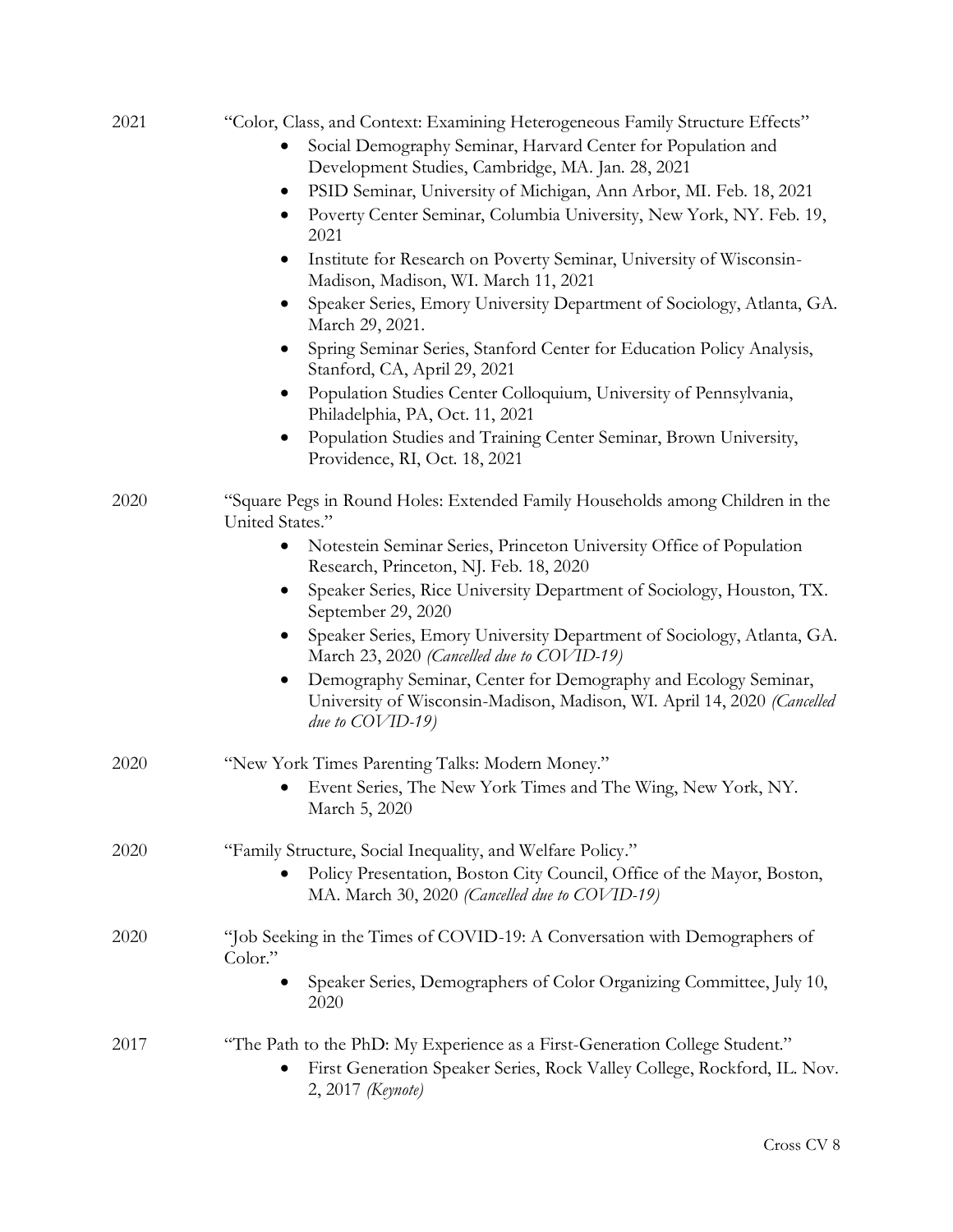2021 "Color, Class, and Context: Examining Heterogeneous Family Structure Effects"

- Social Demography Seminar, Harvard Center for Population and Development Studies, Cambridge, MA. Jan. 28, 2021
- PSID Seminar, University of Michigan, Ann Arbor, MI. Feb. 18, 2021
- Poverty Center Seminar, Columbia University, New York, NY. Feb. 19, 2021
- Institute for Research on Poverty Seminar, University of Wisconsin-Madison, Madison, WI. March 11, 2021
- Speaker Series, Emory University Department of Sociology, Atlanta, GA. March 29, 2021.
- Spring Seminar Series, Stanford Center for Education Policy Analysis, Stanford, CA, April 29, 2021
- Population Studies Center Colloquium, University of Pennsylvania, Philadelphia, PA, Oct. 11, 2021
- Population Studies and Training Center Seminar, Brown University, Providence, RI, Oct. 18, 2021

2020 "Square Pegs in Round Holes: Extended Family Households among Children in the United States."

- Notestein Seminar Series, Princeton University Office of Population Research, Princeton, NJ. Feb. 18, 2020
- Speaker Series, Rice University Department of Sociology, Houston, TX. September 29, 2020
- Speaker Series, Emory University Department of Sociology, Atlanta, GA. March 23, 2020 *(Cancelled due to COVID-19)*
- Demography Seminar, Center for Demography and Ecology Seminar, University of Wisconsin-Madison, Madison, WI. April 14, 2020 *(Cancelled due to COVID-19)*

2020 "New York Times Parenting Talks: Modern Money."

- Event Series, The New York Times and The Wing, New York, NY. March 5, 2020

2020 "Family Structure, Social Inequality, and Welfare Policy."

- Policy Presentation, Boston City Council, Office of the Mayor, Boston, MA. March 30, 2020 *(Cancelled due to COVID-19)*

2020 "Job Seeking in the Times of COVID-19: A Conversation with Demographers of Color."

- Speaker Series, Demographers of Color Organizing Committee, July 10, 2020

2017 "The Path to the PhD: My Experience as a First-Generation College Student."

- First Generation Speaker Series, Rock Valley College, Rockford, IL. Nov. 2, 2017 *(Keynote)*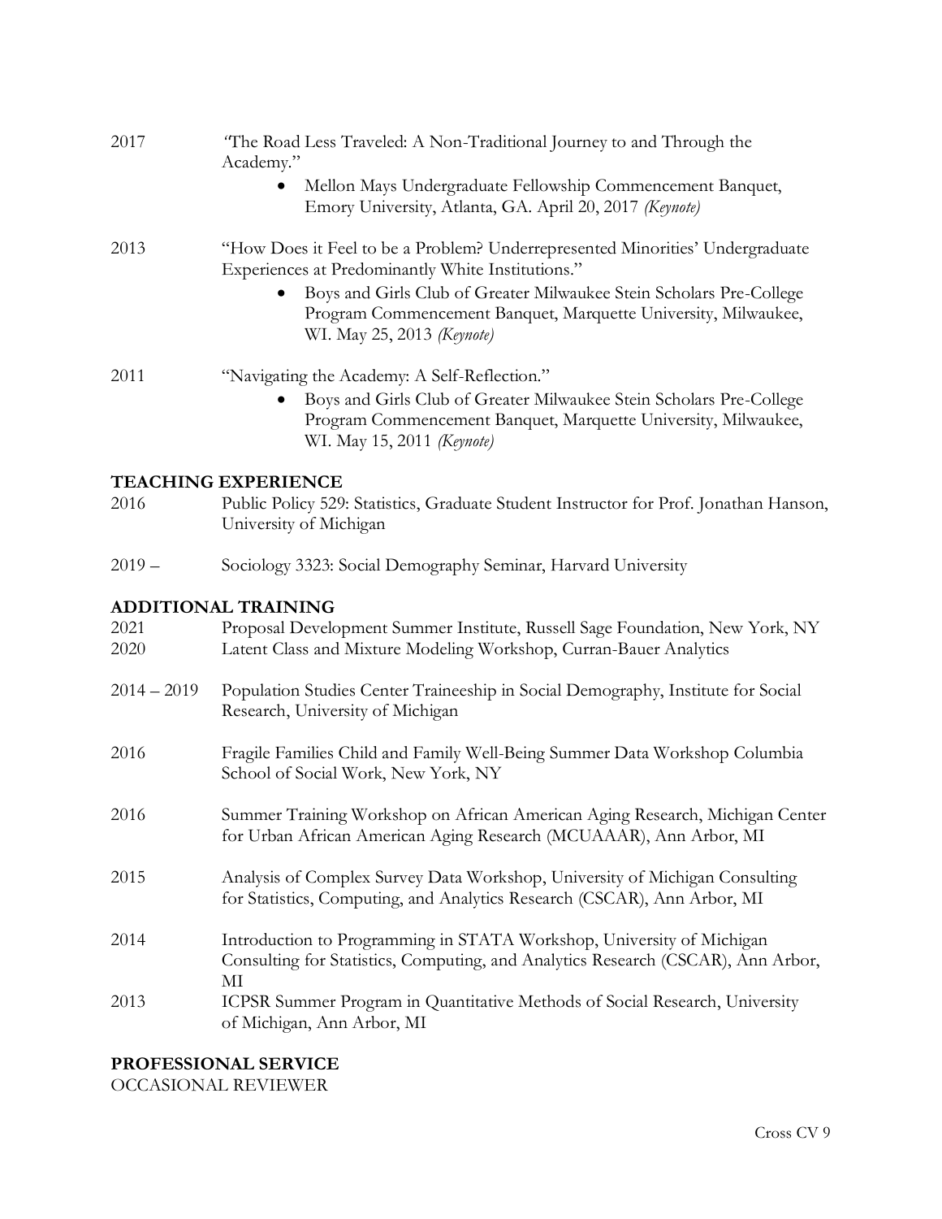2017 "The Road Less Traveled: A Non-Traditional Journey to and Through the Academy."

- Mellon Mays Undergraduate Fellowship Commencement Banquet, Emory University, Atlanta, GA. April 20, 2017 *(Keynote)*

2013 "How Does it Feel to be a Problem? Underrepresented Minorities' Undergraduate Experiences at Predominantly White Institutions."

- Boys and Girls Club of Greater Milwaukee Stein Scholars Pre-College Program Commencement Banquet, Marquette University, Milwaukee, WI. May 25, 2013 *(Keynote)*

2011 "Navigating the Academy: A Self-Reflection."

- Boys and Girls Club of Greater Milwaukee Stein Scholars Pre-College Program Commencement Banquet, Marquette University, Milwaukee, WI. May 15, 2011 *(Keynote)*

## TEACHING EXPERIENCE

2016 Public Policy 529: Statistics, Graduate Student Instructor for Prof. Jonathan Hanson, University of Michigan

2019 – Sociology 3323: Social Demography Seminar, Harvard University

## ADDITIONAL TRAINING

2021 Proposal Development Summer Institute, Russell Sage Foundation, New York, NY

2020 Latent Class and Mixture Modeling Workshop, Curran-Bauer Analytics

2014 – 2019 Population Studies Center Traineeship in Social Demography, Institute for Social Research, University of Michigan

2016 Fragile Families Child and Family Well-Being Summer Data Workshop Columbia School of Social Work, New York, NY

2016 Summer Training Workshop on African American Aging Research, Michigan Center for Urban African American Aging Research (MCUAAAR), Ann Arbor, MI

2015 Analysis of Complex Survey Data Workshop, University of Michigan Consulting for Statistics, Computing, and Analytics Research (CSCAR), Ann Arbor, MI

2014 Introduction to Programming in STATA Workshop, University of Michigan Consulting for Statistics, Computing, and Analytics Research (CSCAR), Ann Arbor, MI

2013 ICPSR Summer Program in Quantitative Methods of Social Research, University of Michigan, Ann Arbor, MI

## PROFESSIONAL SERVICE

OCCASIONAL REVIEWER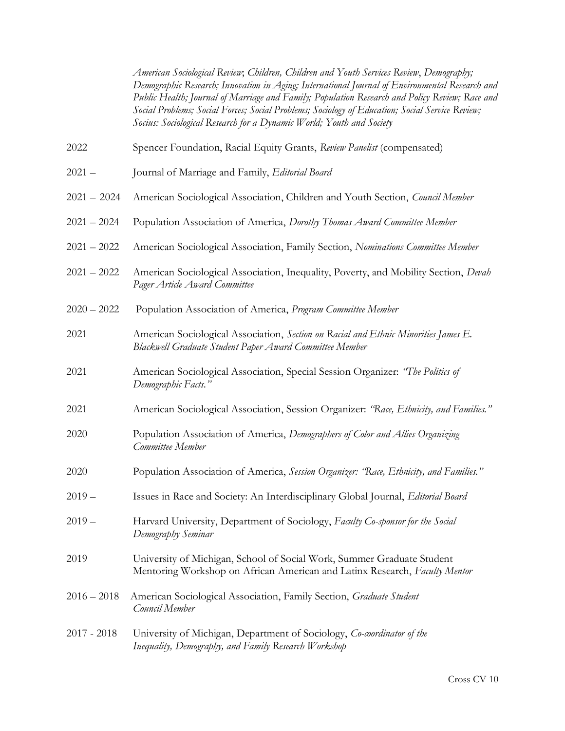*American Sociological Review*; *Children, Children and Youth Services Review*, *Demography; Demographic Research; Innovation in Aging; International Journal of Environmental Research and Public Health; Journal of Marriage and Family; Population Research and Policy Review; Race and Social Problems; Social Forces; Social Problems; Sociology of Education; Social Service Review; Socius: Sociological Research for a Dynamic World; Youth and Society*

| | |
|---|---|
| 2022 | Spencer Foundation, Racial Equity Grants, *Review Panelist* (compensated) |
| 2021 – | Journal of Marriage and Family, *Editorial Board* |
| 2021 – 2024 | American Sociological Association, Children and Youth Section, *Council Member* |
| 2021 – 2024 | Population Association of America, *Dorothy Thomas Award Committee Member* |
| 2021 – 2022 | American Sociological Association, Family Section, *Nominations Committee Member* |
| 2021 – 2022 | American Sociological Association, Inequality, Poverty, and Mobility Section, *Devah Pager Article Award Committee* |
| 2020 – 2022 | Population Association of America, *Program Committee Member* |
| 2021 | American Sociological Association, *Section on Racial and Ethnic Minorities James E. Blackwell Graduate Student Paper Award Committee Member* |
| 2021 | American Sociological Association, Special Session Organizer: *"The Politics of Demographic Facts."* |
| 2021 | American Sociological Association, Session Organizer: *"Race, Ethnicity, and Families."* |
| 2020 | Population Association of America, *Demographers of Color and Allies Organizing Committee Member* |
| 2020 | Population Association of America, *Session Organizer: "Race, Ethnicity, and Families."* |
| 2019 – | Issues in Race and Society: An Interdisciplinary Global Journal, *Editorial Board* |
| 2019 – | Harvard University, Department of Sociology, *Faculty Co-sponsor for the Social Demography Seminar* |
| 2019 | University of Michigan, School of Social Work, Summer Graduate Student Mentoring Workshop on African American and Latinx Research, *Faculty Mentor* |
| 2016 – 2018 | American Sociological Association, Family Section, *Graduate Student Council Member* |
| 2017 - 2018 | University of Michigan, Department of Sociology, *Co-coordinator of the Inequality, Demography, and Family Research Workshop* |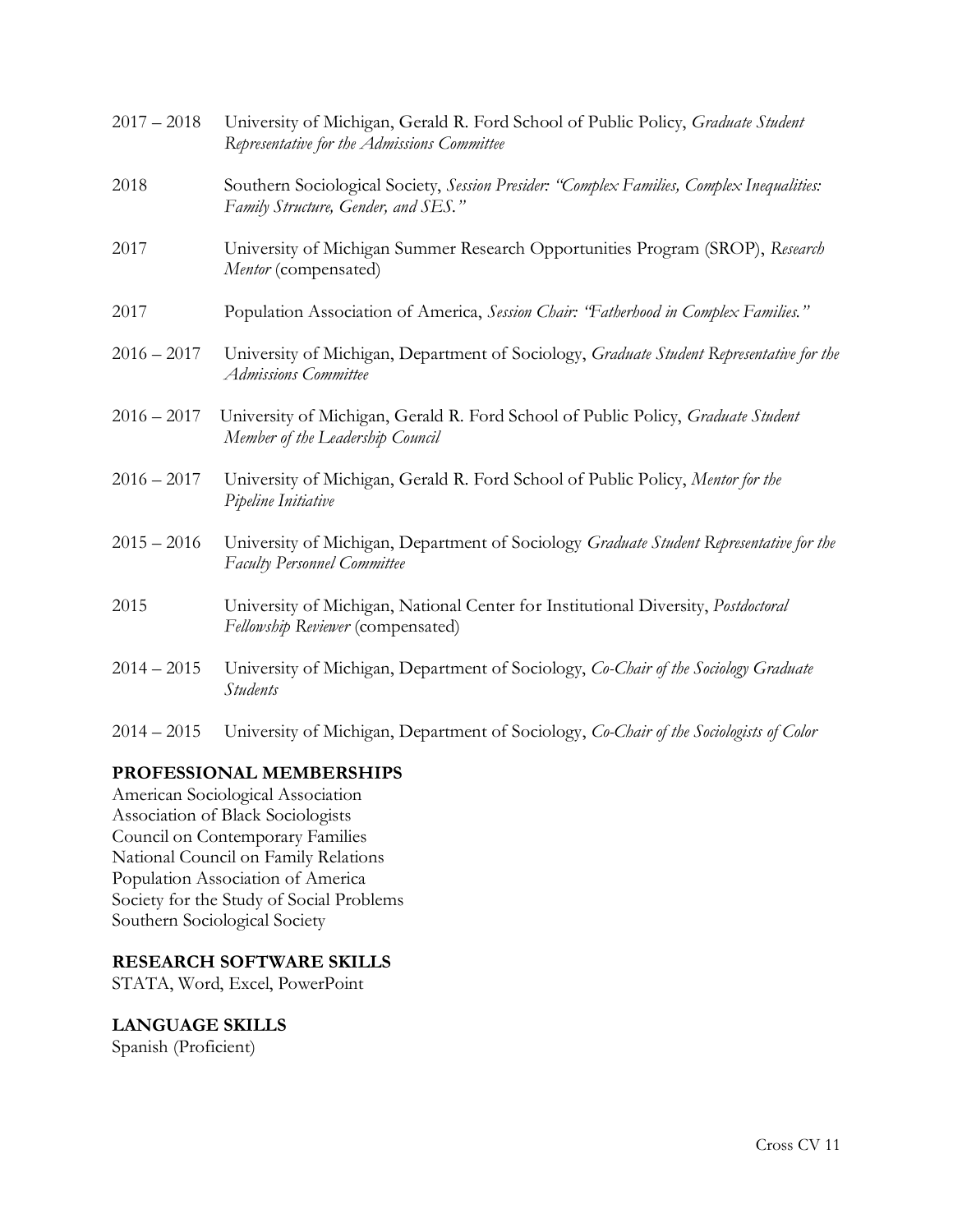2017 – 2018 University of Michigan, Gerald R. Ford School of Public Policy, *Graduate Student Representative for the Admissions Committee*

2018 Southern Sociological Society, *Session Presider: "Complex Families, Complex Inequalities: Family Structure, Gender, and SES."*

2017 University of Michigan Summer Research Opportunities Program (SROP), *Research Mentor* (compensated)

2017 Population Association of America, *Session Chair: "Fatherhood in Complex Families."*

2016 – 2017 University of Michigan, Department of Sociology, *Graduate Student Representative for the Admissions Committee*

2016 – 2017 University of Michigan, Gerald R. Ford School of Public Policy, *Graduate Student Member of the Leadership Council*

2016 – 2017 University of Michigan, Gerald R. Ford School of Public Policy, *Mentor for the Pipeline Initiative*

2015 – 2016 University of Michigan, Department of Sociology *Graduate Student Representative for the Faculty Personnel Committee*

2015 University of Michigan, National Center for Institutional Diversity, *Postdoctoral Fellowship Reviewer* (compensated)

2014 – 2015 University of Michigan, Department of Sociology, *Co-Chair of the Sociology Graduate Students*

2014 – 2015 University of Michigan, Department of Sociology, *Co-Chair of the Sociologists of Color*

**PROFESSIONAL MEMBERSHIPS**

American Sociological Association
Association of Black Sociologists
Council on Contemporary Families
National Council on Family Relations
Population Association of America
Society for the Study of Social Problems
Southern Sociological Society

**RESEARCH SOFTWARE SKILLS**

STATA, Word, Excel, PowerPoint

**LANGUAGE SKILLS**

Spanish (Proficient)